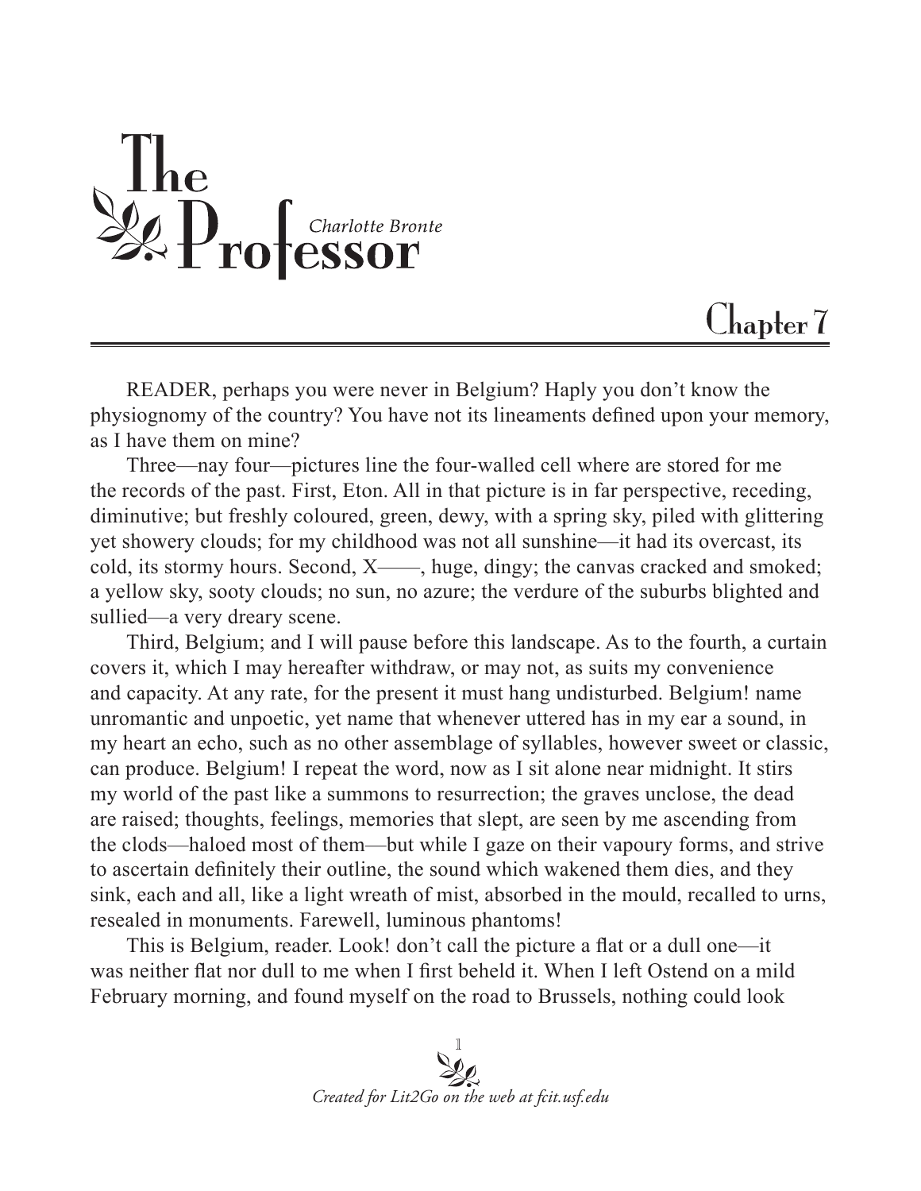# The Professor

*Charlotte Bronte*

## Chapter 7

READER, perhaps you were never in Belgium? Haply you don't know the physiognomy of the country? You have not its lineaments defined upon your memory, as I have them on mine?

Three—nay four—pictures line the four-walled cell where are stored for me the records of the past. First, Eton. All in that picture is in far perspective, receding, diminutive; but freshly coloured, green, dewy, with a spring sky, piled with glittering yet showery clouds; for my childhood was not all sunshine—it had its overcast, its cold, its stormy hours. Second, X——, huge, dingy; the canvas cracked and smoked; a yellow sky, sooty clouds; no sun, no azure; the verdure of the suburbs blighted and sullied—a very dreary scene.

Third, Belgium; and I will pause before this landscape. As to the fourth, a curtain covers it, which I may hereafter withdraw, or may not, as suits my convenience and capacity. At any rate, for the present it must hang undisturbed. Belgium! name unromantic and unpoetic, yet name that whenever uttered has in my ear a sound, in my heart an echo, such as no other assemblage of syllables, however sweet or classic, can produce. Belgium! I repeat the word, now as I sit alone near midnight. It stirs my world of the past like a summons to resurrection; the graves unclose, the dead are raised; thoughts, feelings, memories that slept, are seen by me ascending from the clods—haloed most of them—but while I gaze on their vapoury forms, and strive to ascertain definitely their outline, the sound which wakened them dies, and they sink, each and all, like a light wreath of mist, absorbed in the mould, recalled to urns, resealed in monuments. Farewell, luminous phantoms!

This is Belgium, reader. Look! don't call the picture a flat or a dull one—it was neither flat nor dull to me when I first beheld it. When I left Ostend on a mild February morning, and found myself on the road to Brussels, nothing could look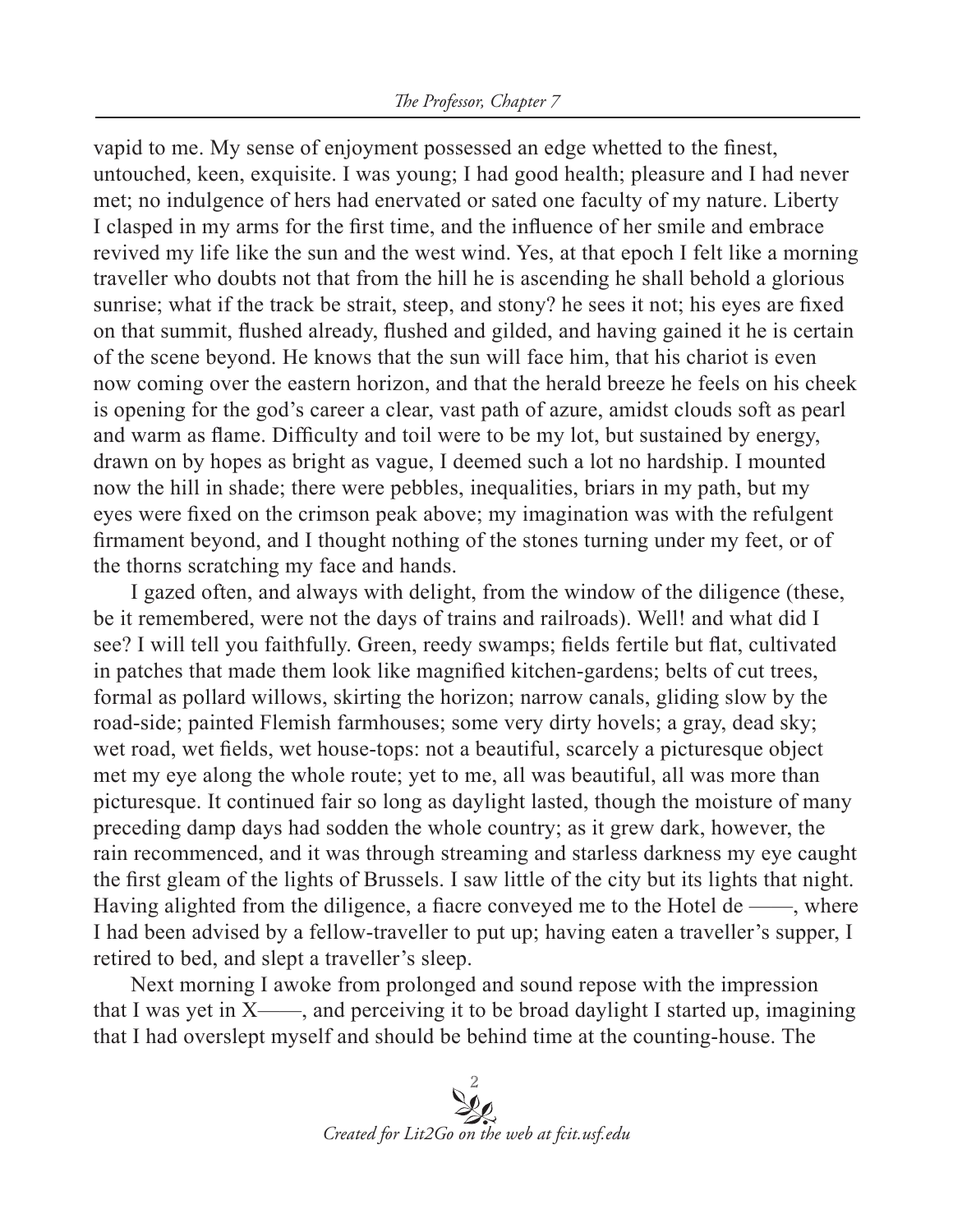vapid to me. My sense of enjoyment possessed an edge whetted to the finest, untouched, keen, exquisite. I was young; I had good health; pleasure and I had never met; no indulgence of hers had enervated or sated one faculty of my nature. Liberty I clasped in my arms for the first time, and the influence of her smile and embrace revived my life like the sun and the west wind. Yes, at that epoch I felt like a morning traveller who doubts not that from the hill he is ascending he shall behold a glorious sunrise; what if the track be strait, steep, and stony? he sees it not; his eyes are fixed on that summit, flushed already, flushed and gilded, and having gained it he is certain of the scene beyond. He knows that the sun will face him, that his chariot is even now coming over the eastern horizon, and that the herald breeze he feels on his cheek is opening for the god's career a clear, vast path of azure, amidst clouds soft as pearl and warm as flame. Difficulty and toil were to be my lot, but sustained by energy, drawn on by hopes as bright as vague, I deemed such a lot no hardship. I mounted now the hill in shade; there were pebbles, inequalities, briars in my path, but my eyes were fixed on the crimson peak above; my imagination was with the refulgent firmament beyond, and I thought nothing of the stones turning under my feet, or of the thorns scratching my face and hands.

I gazed often, and always with delight, from the window of the diligence (these, be it remembered, were not the days of trains and railroads). Well! and what did I see? I will tell you faithfully. Green, reedy swamps; fields fertile but flat, cultivated in patches that made them look like magnified kitchen-gardens; belts of cut trees, formal as pollard willows, skirting the horizon; narrow canals, gliding slow by the road-side; painted Flemish farmhouses; some very dirty hovels; a gray, dead sky; wet road, wet fields, wet house-tops: not a beautiful, scarcely a picturesque object met my eye along the whole route; yet to me, all was beautiful, all was more than picturesque. It continued fair so long as daylight lasted, though the moisture of many preceding damp days had sodden the whole country; as it grew dark, however, the rain recommenced, and it was through streaming and starless darkness my eye caught the first gleam of the lights of Brussels. I saw little of the city but its lights that night. Having alighted from the diligence, a fiacre conveyed me to the Hotel de ——, where I had been advised by a fellow-traveller to put up; having eaten a traveller's supper, I retired to bed, and slept a traveller's sleep.

Next morning I awoke from prolonged and sound repose with the impression that I was yet in X——, and perceiving it to be broad daylight I started up, imagining that I had overslept myself and should be behind time at the counting-house. The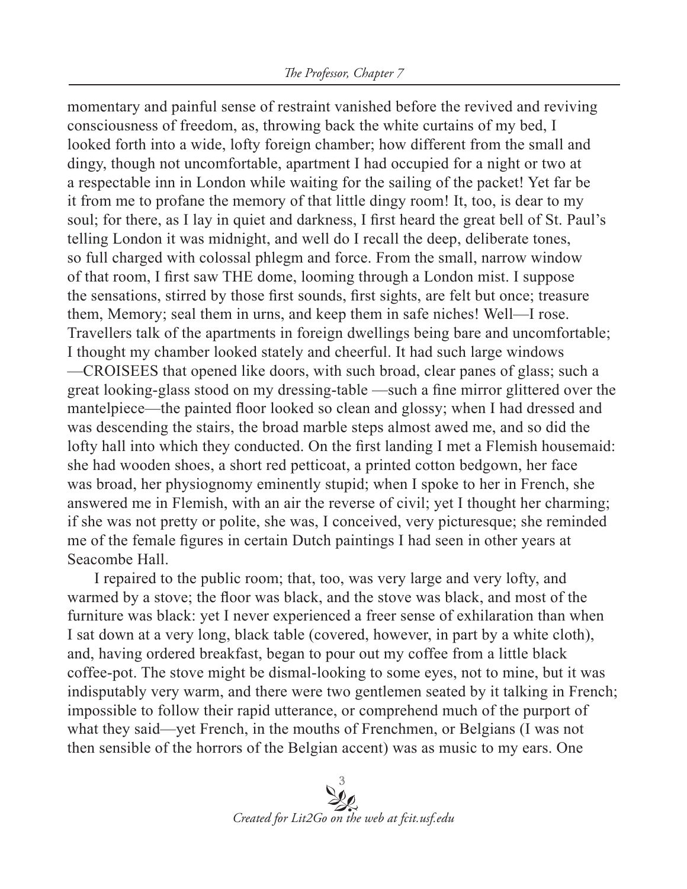momentary and painful sense of restraint vanished before the revived and reviving consciousness of freedom, as, throwing back the white curtains of my bed, I looked forth into a wide, lofty foreign chamber; how different from the small and dingy, though not uncomfortable, apartment I had occupied for a night or two at a respectable inn in London while waiting for the sailing of the packet! Yet far be it from me to profane the memory of that little dingy room! It, too, is dear to my soul; for there, as I lay in quiet and darkness, I first heard the great bell of St. Paul's telling London it was midnight, and well do I recall the deep, deliberate tones, so full charged with colossal phlegm and force. From the small, narrow window of that room, I first saw THE dome, looming through a London mist. I suppose the sensations, stirred by those first sounds, first sights, are felt but once; treasure them, Memory; seal them in urns, and keep them in safe niches! Well—I rose. Travellers talk of the apartments in foreign dwellings being bare and uncomfortable; I thought my chamber looked stately and cheerful. It had such large windows —CROISEES that opened like doors, with such broad, clear panes of glass; such a great looking-glass stood on my dressing-table —such a fine mirror glittered over the mantelpiece—the painted floor looked so clean and glossy; when I had dressed and was descending the stairs, the broad marble steps almost awed me, and so did the lofty hall into which they conducted. On the first landing I met a Flemish housemaid: she had wooden shoes, a short red petticoat, a printed cotton bedgown, her face was broad, her physiognomy eminently stupid; when I spoke to her in French, she answered me in Flemish, with an air the reverse of civil; yet I thought her charming; if she was not pretty or polite, she was, I conceived, very picturesque; she reminded me of the female figures in certain Dutch paintings I had seen in other years at Seacombe Hall.

I repaired to the public room; that, too, was very large and very lofty, and warmed by a stove; the floor was black, and the stove was black, and most of the furniture was black: yet I never experienced a freer sense of exhilaration than when I sat down at a very long, black table (covered, however, in part by a white cloth), and, having ordered breakfast, began to pour out my coffee from a little black coffee-pot. The stove might be dismal-looking to some eyes, not to mine, but it was indisputably very warm, and there were two gentlemen seated by it talking in French; impossible to follow their rapid utterance, or comprehend much of the purport of what they said—yet French, in the mouths of Frenchmen, or Belgians (I was not then sensible of the horrors of the Belgian accent) was as music to my ears. One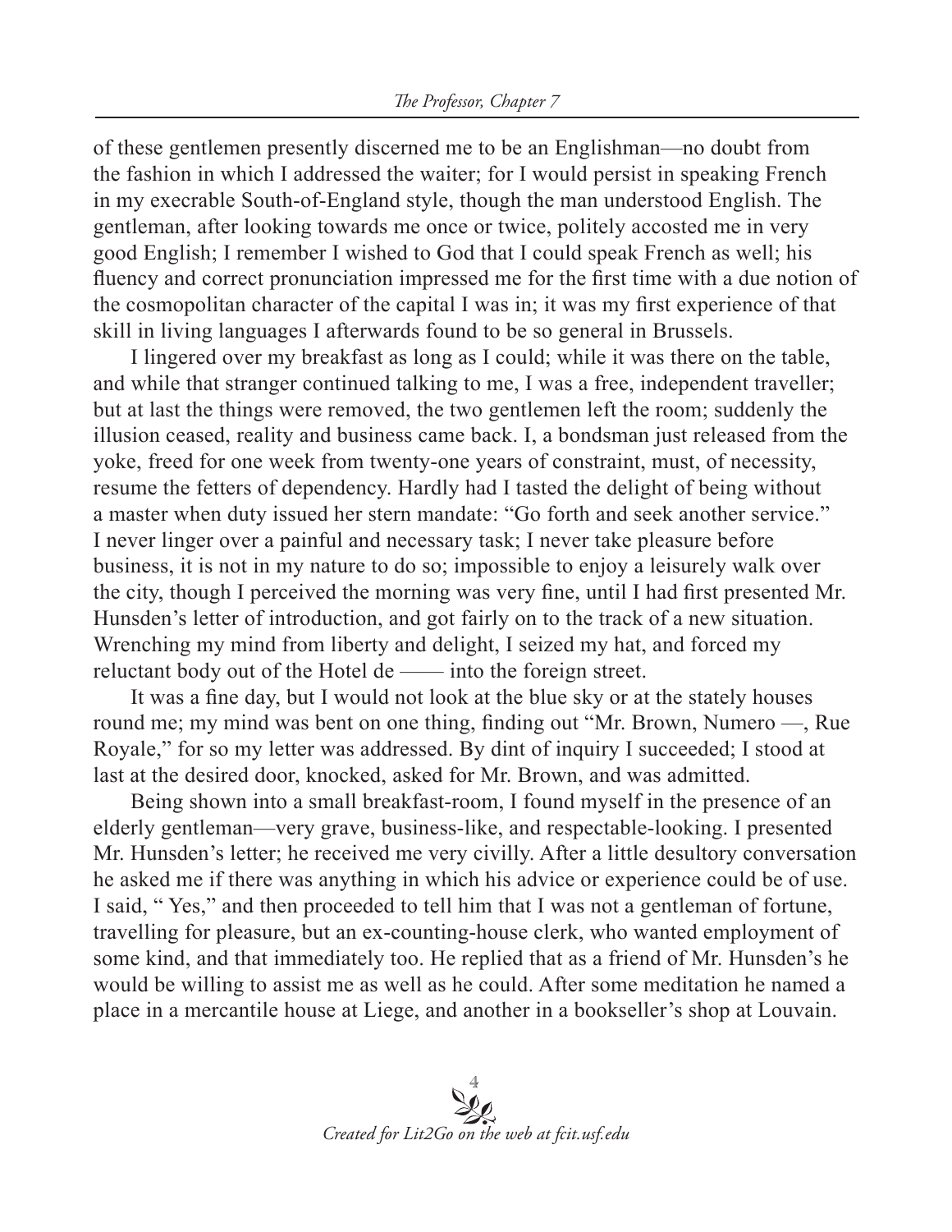of these gentlemen presently discerned me to be an Englishman—no doubt from the fashion in which I addressed the waiter; for I would persist in speaking French in my execrable South-of-England style, though the man understood English. The gentleman, after looking towards me once or twice, politely accosted me in very good English; I remember I wished to God that I could speak French as well; his fluency and correct pronunciation impressed me for the first time with a due notion of the cosmopolitan character of the capital I was in; it was my first experience of that skill in living languages I afterwards found to be so general in Brussels.

I lingered over my breakfast as long as I could; while it was there on the table, and while that stranger continued talking to me, I was a free, independent traveller; but at last the things were removed, the two gentlemen left the room; suddenly the illusion ceased, reality and business came back. I, a bondsman just released from the yoke, freed for one week from twenty-one years of constraint, must, of necessity, resume the fetters of dependency. Hardly had I tasted the delight of being without a master when duty issued her stern mandate: "Go forth and seek another service." I never linger over a painful and necessary task; I never take pleasure before business, it is not in my nature to do so; impossible to enjoy a leisurely walk over the city, though I perceived the morning was very fine, until I had first presented Mr. Hunsden's letter of introduction, and got fairly on to the track of a new situation. Wrenching my mind from liberty and delight, I seized my hat, and forced my reluctant body out of the Hotel de —— into the foreign street.

It was a fine day, but I would not look at the blue sky or at the stately houses round me; my mind was bent on one thing, finding out "Mr. Brown, Numero —, Rue Royale," for so my letter was addressed. By dint of inquiry I succeeded; I stood at last at the desired door, knocked, asked for Mr. Brown, and was admitted.

Being shown into a small breakfast-room, I found myself in the presence of an elderly gentleman—very grave, business-like, and respectable-looking. I presented Mr. Hunsden's letter; he received me very civilly. After a little desultory conversation he asked me if there was anything in which his advice or experience could be of use. I said, " Yes," and then proceeded to tell him that I was not a gentleman of fortune, travelling for pleasure, but an ex-counting-house clerk, who wanted employment of some kind, and that immediately too. He replied that as a friend of Mr. Hunsden's he would be willing to assist me as well as he could. After some meditation he named a place in a mercantile house at Liege, and another in a bookseller's shop at Louvain.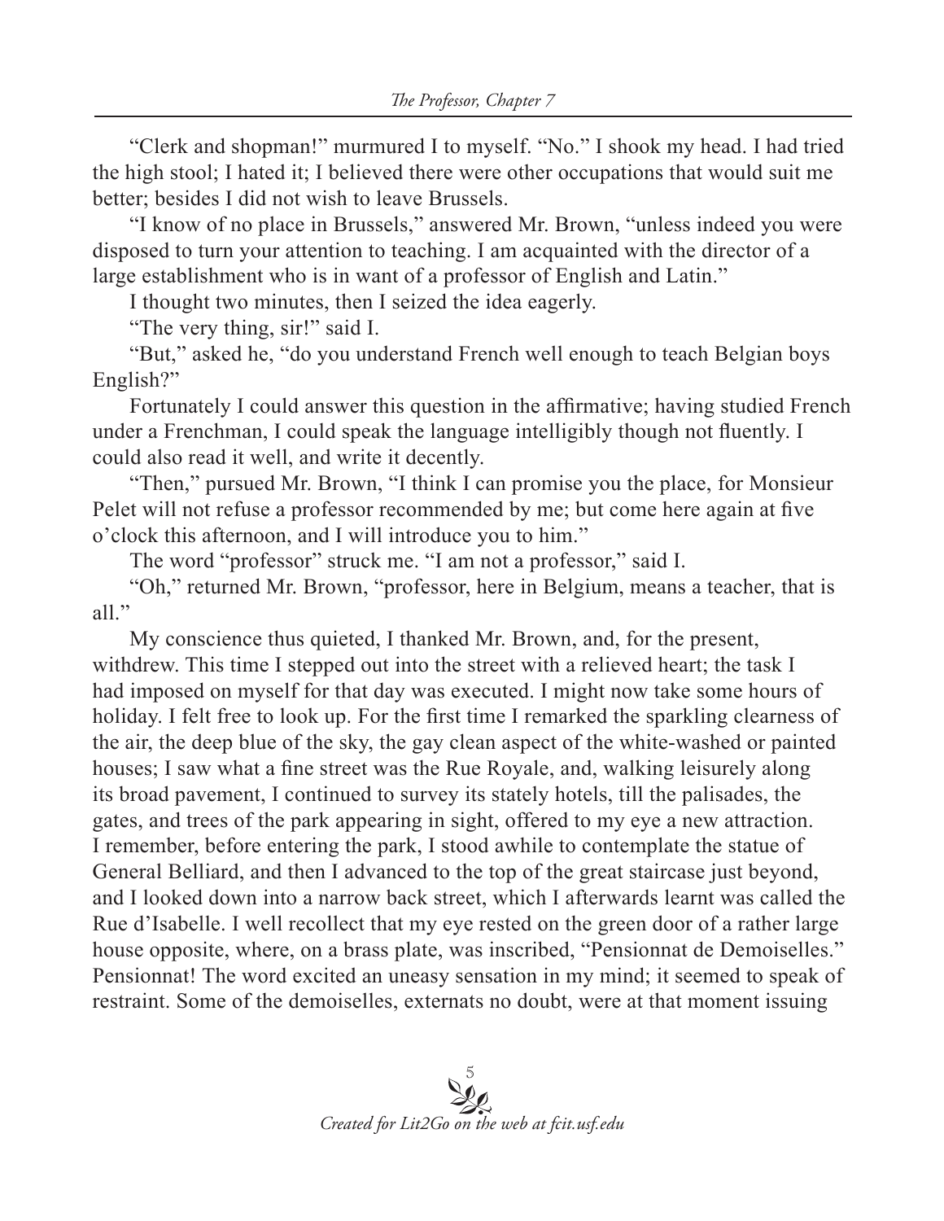"Clerk and shopman!" murmured I to myself. "No." I shook my head. I had tried the high stool; I hated it; I believed there were other occupations that would suit me better; besides I did not wish to leave Brussels.

"I know of no place in Brussels," answered Mr. Brown, "unless indeed you were disposed to turn your attention to teaching. I am acquainted with the director of a large establishment who is in want of a professor of English and Latin."

I thought two minutes, then I seized the idea eagerly.

"The very thing, sir!" said I.

"But," asked he, "do you understand French well enough to teach Belgian boys English?"

Fortunately I could answer this question in the affirmative; having studied French under a Frenchman, I could speak the language intelligibly though not fluently. I could also read it well, and write it decently.

"Then," pursued Mr. Brown, "I think I can promise you the place, for Monsieur Pelet will not refuse a professor recommended by me; but come here again at five o'clock this afternoon, and I will introduce you to him."

The word "professor" struck me. "I am not a professor," said I.

"Oh," returned Mr. Brown, "professor, here in Belgium, means a teacher, that is all."

My conscience thus quieted, I thanked Mr. Brown, and, for the present, withdrew. This time I stepped out into the street with a relieved heart; the task I had imposed on myself for that day was executed. I might now take some hours of holiday. I felt free to look up. For the first time I remarked the sparkling clearness of the air, the deep blue of the sky, the gay clean aspect of the white-washed or painted houses; I saw what a fine street was the Rue Royale, and, walking leisurely along its broad pavement, I continued to survey its stately hotels, till the palisades, the gates, and trees of the park appearing in sight, offered to my eye a new attraction. I remember, before entering the park, I stood awhile to contemplate the statue of General Belliard, and then I advanced to the top of the great staircase just beyond, and I looked down into a narrow back street, which I afterwards learnt was called the Rue d'Isabelle. I well recollect that my eye rested on the green door of a rather large house opposite, where, on a brass plate, was inscribed, "Pensionnat de Demoiselles." Pensionnat! The word excited an uneasy sensation in my mind; it seemed to speak of restraint. Some of the demoiselles, externats no doubt, were at that moment issuing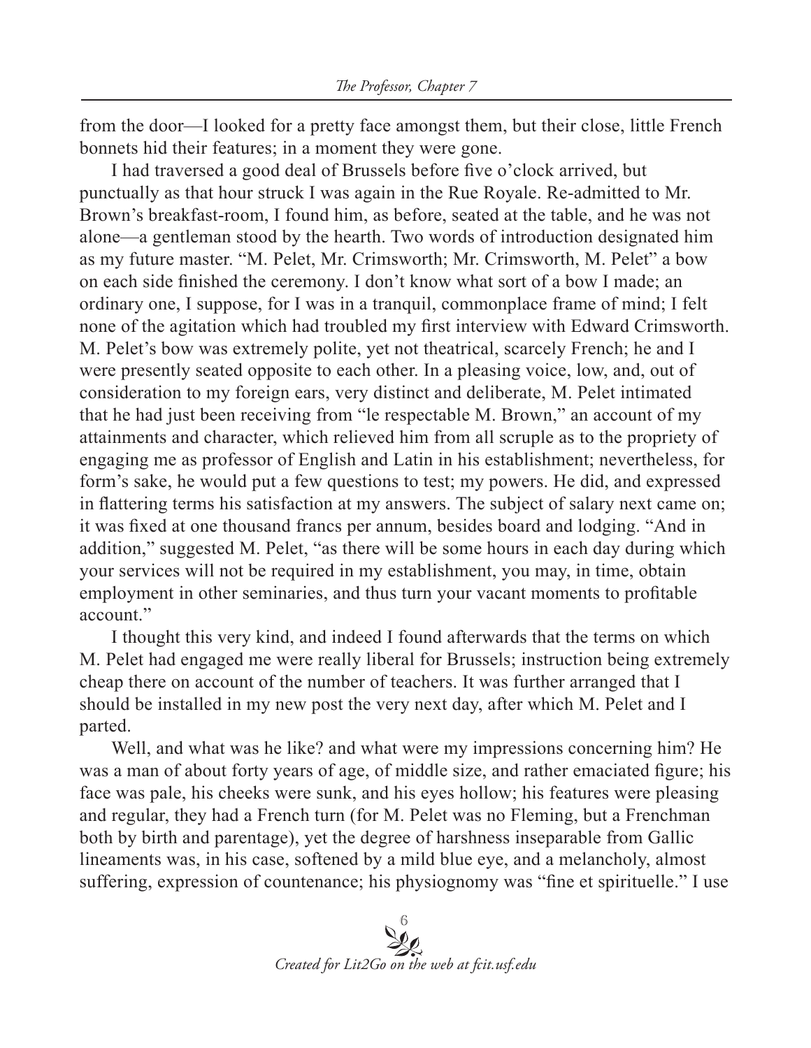from the door—I looked for a pretty face amongst them, but their close, little French bonnets hid their features; in a moment they were gone.

I had traversed a good deal of Brussels before five o'clock arrived, but punctually as that hour struck I was again in the Rue Royale. Re-admitted to Mr. Brown's breakfast-room, I found him, as before, seated at the table, and he was not alone—a gentleman stood by the hearth. Two words of introduction designated him as my future master. "M. Pelet, Mr. Crimsworth; Mr. Crimsworth, M. Pelet" a bow on each side finished the ceremony. I don't know what sort of a bow I made; an ordinary one, I suppose, for I was in a tranquil, commonplace frame of mind; I felt none of the agitation which had troubled my first interview with Edward Crimsworth. M. Pelet's bow was extremely polite, yet not theatrical, scarcely French; he and I were presently seated opposite to each other. In a pleasing voice, low, and, out of consideration to my foreign ears, very distinct and deliberate, M. Pelet intimated that he had just been receiving from "le respectable M. Brown," an account of my attainments and character, which relieved him from all scruple as to the propriety of engaging me as professor of English and Latin in his establishment; nevertheless, for form's sake, he would put a few questions to test; my powers. He did, and expressed in flattering terms his satisfaction at my answers. The subject of salary next came on; it was fixed at one thousand francs per annum, besides board and lodging. "And in addition," suggested M. Pelet, "as there will be some hours in each day during which your services will not be required in my establishment, you may, in time, obtain employment in other seminaries, and thus turn your vacant moments to profitable account."

I thought this very kind, and indeed I found afterwards that the terms on which M. Pelet had engaged me were really liberal for Brussels; instruction being extremely cheap there on account of the number of teachers. It was further arranged that I should be installed in my new post the very next day, after which M. Pelet and I parted.

Well, and what was he like? and what were my impressions concerning him? He was a man of about forty years of age, of middle size, and rather emaciated figure; his face was pale, his cheeks were sunk, and his eyes hollow; his features were pleasing and regular, they had a French turn (for M. Pelet was no Fleming, but a Frenchman both by birth and parentage), yet the degree of harshness inseparable from Gallic lineaments was, in his case, softened by a mild blue eye, and a melancholy, almost suffering, expression of countenance; his physiognomy was "fine et spirituelle." I use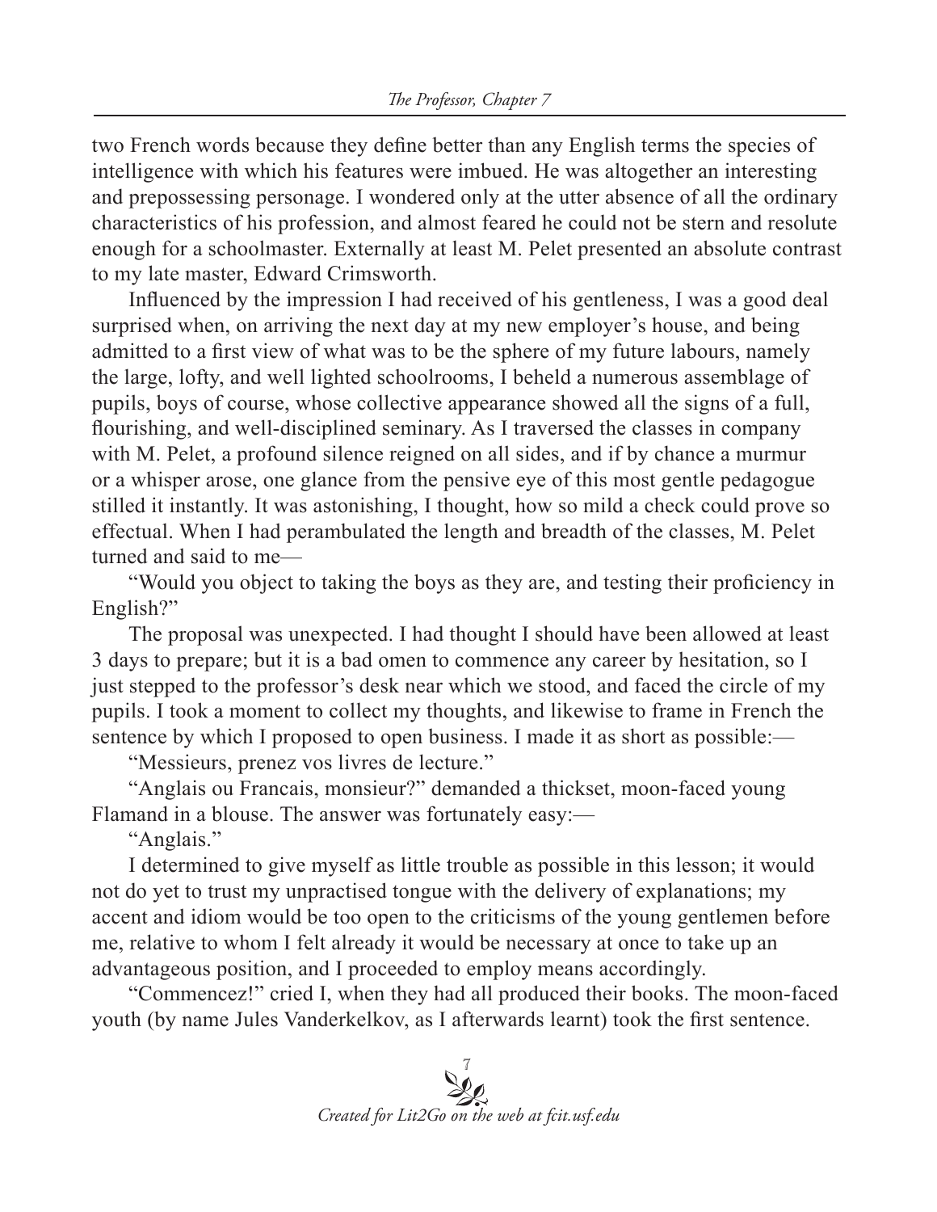two French words because they define better than any English terms the species of intelligence with which his features were imbued. He was altogether an interesting and prepossessing personage. I wondered only at the utter absence of all the ordinary characteristics of his profession, and almost feared he could not be stern and resolute enough for a schoolmaster. Externally at least M. Pelet presented an absolute contrast to my late master, Edward Crimsworth.

Influenced by the impression I had received of his gentleness, I was a good deal surprised when, on arriving the next day at my new employer's house, and being admitted to a first view of what was to be the sphere of my future labours, namely the large, lofty, and well lighted schoolrooms, I beheld a numerous assemblage of pupils, boys of course, whose collective appearance showed all the signs of a full, flourishing, and well-disciplined seminary. As I traversed the classes in company with M. Pelet, a profound silence reigned on all sides, and if by chance a murmur or a whisper arose, one glance from the pensive eye of this most gentle pedagogue stilled it instantly. It was astonishing, I thought, how so mild a check could prove so effectual. When I had perambulated the length and breadth of the classes, M. Pelet turned and said to me—

"Would you object to taking the boys as they are, and testing their proficiency in English?"

The proposal was unexpected. I had thought I should have been allowed at least 3 days to prepare; but it is a bad omen to commence any career by hesitation, so I just stepped to the professor's desk near which we stood, and faced the circle of my pupils. I took a moment to collect my thoughts, and likewise to frame in French the sentence by which I proposed to open business. I made it as short as possible:—

"Messieurs, prenez vos livres de lecture."

"Anglais ou Francais, monsieur?" demanded a thickset, moon-faced young Flamand in a blouse. The answer was fortunately easy:—

"Anglais."

I determined to give myself as little trouble as possible in this lesson; it would not do yet to trust my unpractised tongue with the delivery of explanations; my accent and idiom would be too open to the criticisms of the young gentlemen before me, relative to whom I felt already it would be necessary at once to take up an advantageous position, and I proceeded to employ means accordingly.

"Commencez!" cried I, when they had all produced their books. The moon-faced youth (by name Jules Vanderkelkov, as I afterwards learnt) took the first sentence.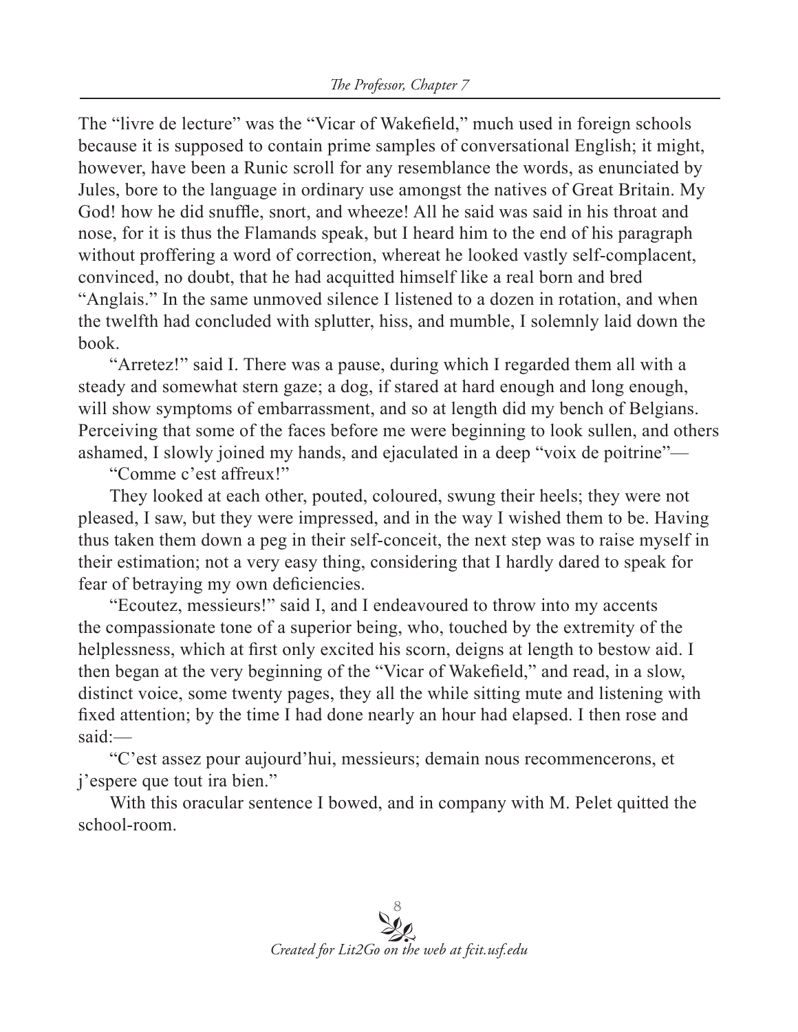The "livre de lecture" was the "Vicar of Wakefield," much used in foreign schools because it is supposed to contain prime samples of conversational English; it might, however, have been a Runic scroll for any resemblance the words, as enunciated by Jules, bore to the language in ordinary use amongst the natives of Great Britain. My God! how he did snuffle, snort, and wheeze! All he said was said in his throat and nose, for it is thus the Flamands speak, but I heard him to the end of his paragraph without proffering a word of correction, whereat he looked vastly self-complacent, convinced, no doubt, that he had acquitted himself like a real born and bred "Anglais." In the same unmoved silence I listened to a dozen in rotation, and when the twelfth had concluded with splutter, hiss, and mumble, I solemnly laid down the book.

"Arretez!" said I. There was a pause, during which I regarded them all with a steady and somewhat stern gaze; a dog, if stared at hard enough and long enough, will show symptoms of embarrassment, and so at length did my bench of Belgians. Perceiving that some of the faces before me were beginning to look sullen, and others ashamed, I slowly joined my hands, and ejaculated in a deep "voix de poitrine"—

"Comme c'est affreux!"

They looked at each other, pouted, coloured, swung their heels; they were not pleased, I saw, but they were impressed, and in the way I wished them to be. Having thus taken them down a peg in their self-conceit, the next step was to raise myself in their estimation; not a very easy thing, considering that I hardly dared to speak for fear of betraying my own deficiencies.

"Ecoutez, messieurs!" said I, and I endeavoured to throw into my accents the compassionate tone of a superior being, who, touched by the extremity of the helplessness, which at first only excited his scorn, deigns at length to bestow aid. I then began at the very beginning of the "Vicar of Wakefield," and read, in a slow, distinct voice, some twenty pages, they all the while sitting mute and listening with fixed attention; by the time I had done nearly an hour had elapsed. I then rose and said:—

"C'est assez pour aujourd'hui, messieurs; demain nous recommencerons, et j'espere que tout ira bien."

With this oracular sentence I bowed, and in company with M. Pelet quitted the school-room.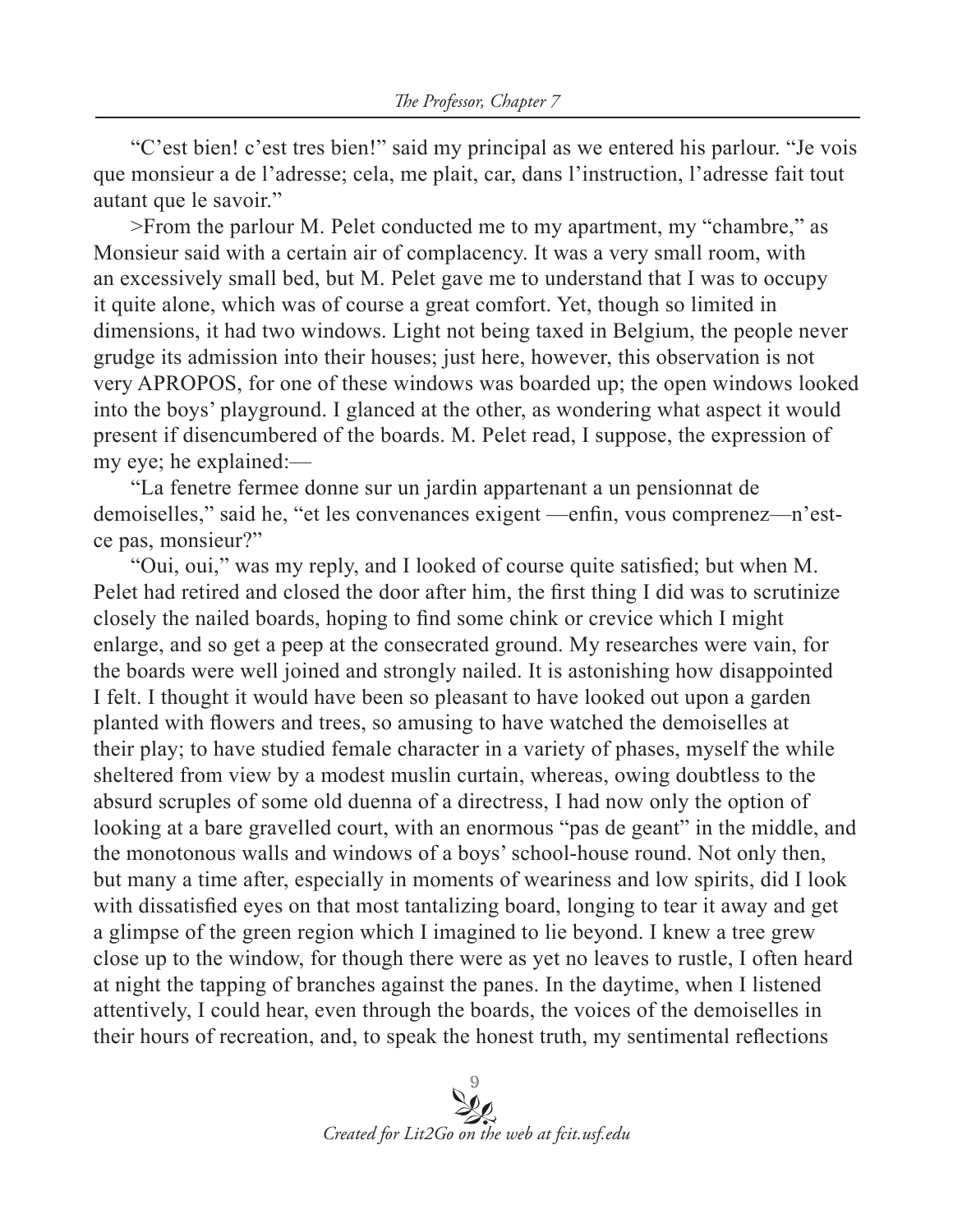"C'est bien! c'est tres bien!" said my principal as we entered his parlour. "Je vois que monsieur a de l'adresse; cela, me plait, car, dans l'instruction, l'adresse fait tout autant que le savoir."

>From the parlour M. Pelet conducted me to my apartment, my "chambre," as Monsieur said with a certain air of complacency. It was a very small room, with an excessively small bed, but M. Pelet gave me to understand that I was to occupy it quite alone, which was of course a great comfort. Yet, though so limited in dimensions, it had two windows. Light not being taxed in Belgium, the people never grudge its admission into their houses; just here, however, this observation is not very APROPOS, for one of these windows was boarded up; the open windows looked into the boys' playground. I glanced at the other, as wondering what aspect it would present if disencumbered of the boards. M. Pelet read, I suppose, the expression of my eye; he explained:—

"La fenetre fermee donne sur un jardin appartenant a un pensionnat de demoiselles," said he, "et les convenances exigent —enfin, vous comprenez—n'est-ce pas, monsieur?"

"Oui, oui," was my reply, and I looked of course quite satisfied; but when M. Pelet had retired and closed the door after him, the first thing I did was to scrutinize closely the nailed boards, hoping to find some chink or crevice which I might enlarge, and so get a peep at the consecrated ground. My researches were vain, for the boards were well joined and strongly nailed. It is astonishing how disappointed I felt. I thought it would have been so pleasant to have looked out upon a garden planted with flowers and trees, so amusing to have watched the demoiselles at their play; to have studied female character in a variety of phases, myself the while sheltered from view by a modest muslin curtain, whereas, owing doubtless to the absurd scruples of some old duenna of a directress, I had now only the option of looking at a bare gravelled court, with an enormous "pas de geant" in the middle, and the monotonous walls and windows of a boys' school-house round. Not only then, but many a time after, especially in moments of weariness and low spirits, did I look with dissatisfied eyes on that most tantalizing board, longing to tear it away and get a glimpse of the green region which I imagined to lie beyond. I knew a tree grew close up to the window, for though there were as yet no leaves to rustle, I often heard at night the tapping of branches against the panes. In the daytime, when I listened attentively, I could hear, even through the boards, the voices of the demoiselles in their hours of recreation, and, to speak the honest truth, my sentimental reflections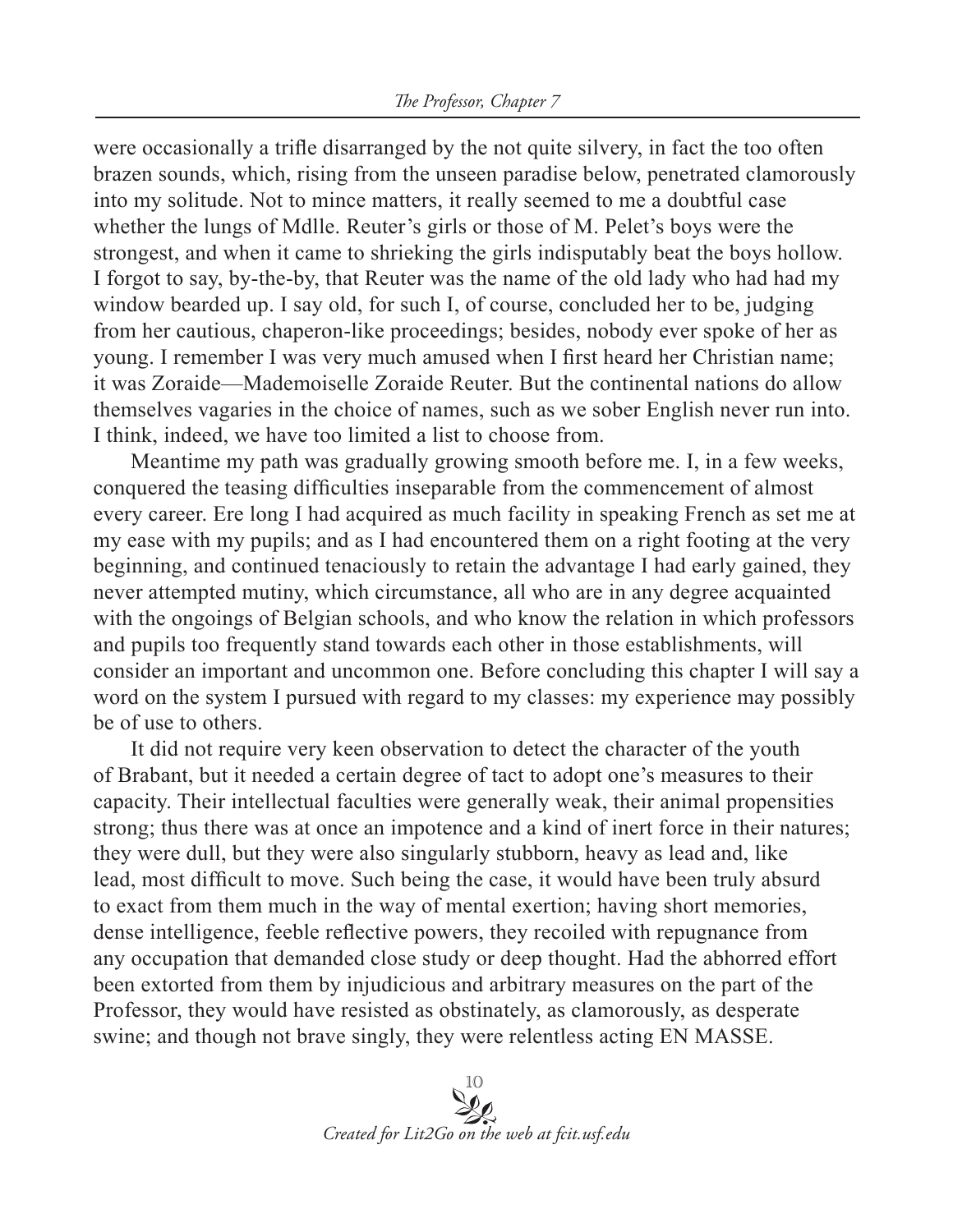were occasionally a trifle disarranged by the not quite silvery, in fact the too often brazen sounds, which, rising from the unseen paradise below, penetrated clamorously into my solitude. Not to mince matters, it really seemed to me a doubtful case whether the lungs of Mdlle. Reuter's girls or those of M. Pelet's boys were the strongest, and when it came to shrieking the girls indisputably beat the boys hollow. I forgot to say, by-the-by, that Reuter was the name of the old lady who had had my window bearded up. I say old, for such I, of course, concluded her to be, judging from her cautious, chaperon-like proceedings; besides, nobody ever spoke of her as young. I remember I was very much amused when I first heard her Christian name; it was Zoraide—Mademoiselle Zoraide Reuter. But the continental nations do allow themselves vagaries in the choice of names, such as we sober English never run into. I think, indeed, we have too limited a list to choose from.

Meantime my path was gradually growing smooth before me. I, in a few weeks, conquered the teasing difficulties inseparable from the commencement of almost every career. Ere long I had acquired as much facility in speaking French as set me at my ease with my pupils; and as I had encountered them on a right footing at the very beginning, and continued tenaciously to retain the advantage I had early gained, they never attempted mutiny, which circumstance, all who are in any degree acquainted with the ongoings of Belgian schools, and who know the relation in which professors and pupils too frequently stand towards each other in those establishments, will consider an important and uncommon one. Before concluding this chapter I will say a word on the system I pursued with regard to my classes: my experience may possibly be of use to others.

It did not require very keen observation to detect the character of the youth of Brabant, but it needed a certain degree of tact to adopt one's measures to their capacity. Their intellectual faculties were generally weak, their animal propensities strong; thus there was at once an impotence and a kind of inert force in their natures; they were dull, but they were also singularly stubborn, heavy as lead and, like lead, most difficult to move. Such being the case, it would have been truly absurd to exact from them much in the way of mental exertion; having short memories, dense intelligence, feeble reflective powers, they recoiled with repugnance from any occupation that demanded close study or deep thought. Had the abhorred effort been extorted from them by injudicious and arbitrary measures on the part of the Professor, they would have resisted as obstinately, as clamorously, as desperate swine; and though not brave singly, they were relentless acting EN MASSE.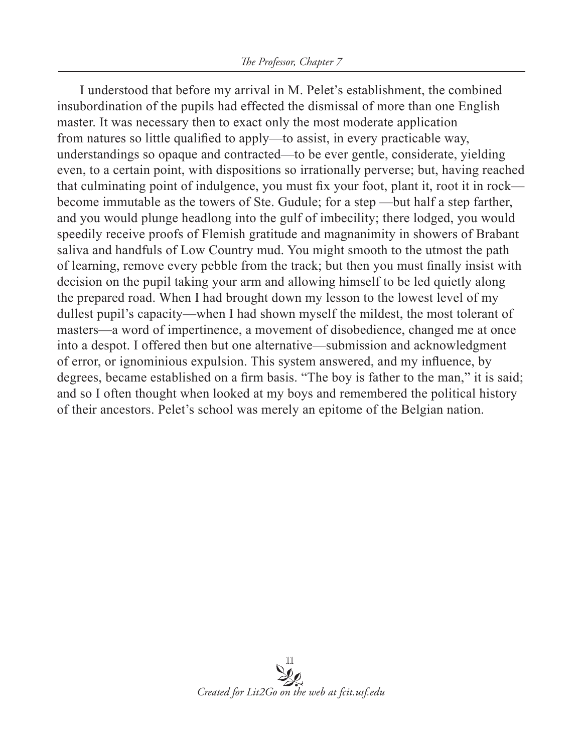I understood that before my arrival in M. Pelet's establishment, the combined insubordination of the pupils had effected the dismissal of more than one English master. It was necessary then to exact only the most moderate application from natures so little qualified to apply—to assist, in every practicable way, understandings so opaque and contracted—to be ever gentle, considerate, yielding even, to a certain point, with dispositions so irrationally perverse; but, having reached that culminating point of indulgence, you must fix your foot, plant it, root it in rock—become immutable as the towers of Ste. Gudule; for a step —but half a step farther, and you would plunge headlong into the gulf of imbecility; there lodged, you would speedily receive proofs of Flemish gratitude and magnanimity in showers of Brabant saliva and handfuls of Low Country mud. You might smooth to the utmost the path of learning, remove every pebble from the track; but then you must finally insist with decision on the pupil taking your arm and allowing himself to be led quietly along the prepared road. When I had brought down my lesson to the lowest level of my dullest pupil's capacity—when I had shown myself the mildest, the most tolerant of masters—a word of impertinence, a movement of disobedience, changed me at once into a despot. I offered then but one alternative—submission and acknowledgment of error, or ignominious expulsion. This system answered, and my influence, by degrees, became established on a firm basis. "The boy is father to the man," it is said; and so I often thought when looked at my boys and remembered the political history of their ancestors. Pelet's school was merely an epitome of the Belgian nation.